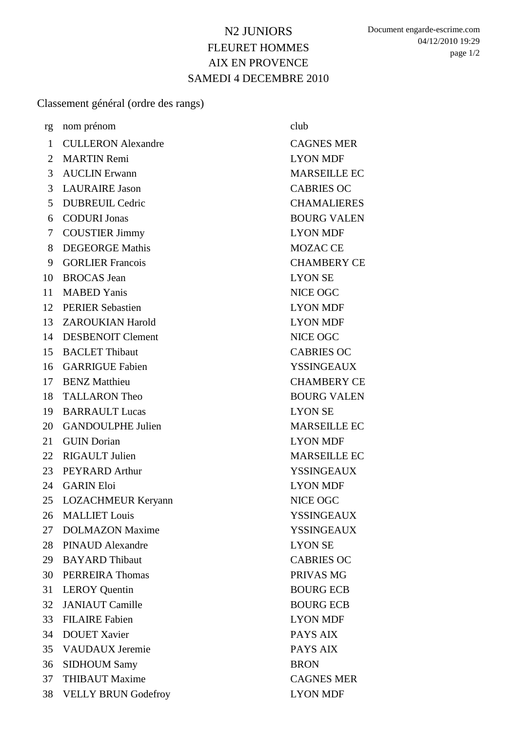# N2 JUNIORS
## FLEURET HOMMES
## AIX EN PROVENCE
## SAMEDI 4 DECEMBRE 2010

Classement général (ordre des rangs)

| rg | nom prénom | club |
|---|---|---|
| 1 | CULLERON Alexandre | CAGNES MER |
| 2 | MARTIN Remi | LYON MDF |
| 3 | AUCLIN Erwann | MARSEILLE EC |
| 3 | LAURAIRE Jason | CABRIES OC |
| 5 | DUBREUIL Cedric | CHAMALIERES |
| 6 | CODURI Jonas | BOURG VALEN |
| 7 | COUSTIER Jimmy | LYON MDF |
| 8 | DEGEORGE Mathis | MOZAC CE |
| 9 | GORLIER Francois | CHAMBERY CE |
| 10 | BROCAS Jean | LYON SE |
| 11 | MABED Yanis | NICE OGC |
| 12 | PERIER Sebastien | LYON MDF |
| 13 | ZAROUKIAN Harold | LYON MDF |
| 14 | DESBENOIT Clement | NICE OGC |
| 15 | BACLET Thibaut | CABRIES OC |
| 16 | GARRIGUE Fabien | YSSINGEAUX |
| 17 | BENZ Matthieu | CHAMBERY CE |
| 18 | TALLARON Theo | BOURG VALEN |
| 19 | BARRAULT Lucas | LYON SE |
| 20 | GANDOULPHE Julien | MARSEILLE EC |
| 21 | GUIN Dorian | LYON MDF |
| 22 | RIGAULT Julien | MARSEILLE EC |
| 23 | PEYRARD Arthur | YSSINGEAUX |
| 24 | GARIN Eloi | LYON MDF |
| 25 | LOZACHMEUR Keryann | NICE OGC |
| 26 | MALLIET Louis | YSSINGEAUX |
| 27 | DOLMAZON Maxime | YSSINGEAUX |
| 28 | PINAUD Alexandre | LYON SE |
| 29 | BAYARD Thibaut | CABRIES OC |
| 30 | PERREIRA Thomas | PRIVAS MG |
| 31 | LEROY Quentin | BOURG ECB |
| 32 | JANIAUT Camille | BOURG ECB |
| 33 | FILAIRE Fabien | LYON MDF |
| 34 | DOUET Xavier | PAYS AIX |
| 35 | VAUDAUX Jeremie | PAYS AIX |
| 36 | SIDHOUM Samy | BRON |
| 37 | THIBAUT Maxime | CAGNES MER |
| 38 | VELLY BRUN Godefroy | LYON MDF |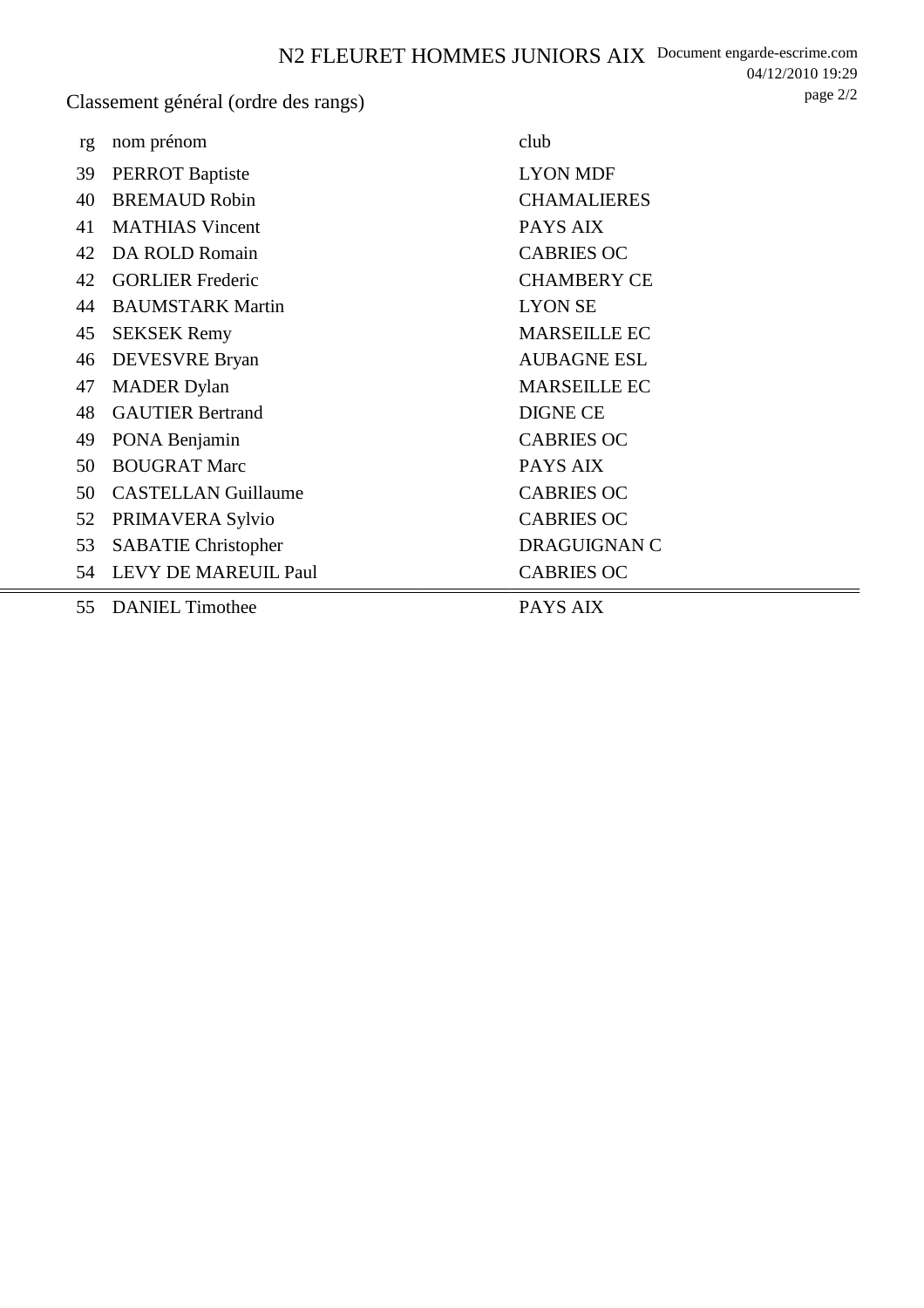# N2 FLEURET HOMMES JUNIORS AIX

Document engarde-escrime.com
04/12/2010 19:29

## Classement général (ordre des rangs)

| rg | nom prénom | club |
|---|---|---|
| 39 | PERROT Baptiste | LYON MDF |
| 40 | BREMAUD Robin | CHAMALIERES |
| 41 | MATHIAS Vincent | PAYS AIX |
| 42 | DA ROLD Romain | CABRIES OC |
| 42 | GORLIER Frederic | CHAMBERY CE |
| 44 | BAUMSTARK Martin | LYON SE |
| 45 | SEKSEK Remy | MARSEILLE EC |
| 46 | DEVESVRE Bryan | AUBAGNE ESL |
| 47 | MADER Dylan | MARSEILLE EC |
| 48 | GAUTIER Bertrand | DIGNE CE |
| 49 | PONA Benjamin | CABRIES OC |
| 50 | BOUGRAT Marc | PAYS AIX |
| 50 | CASTELLAN Guillaume | CABRIES OC |
| 52 | PRIMAVERA Sylvio | CABRIES OC |
| 53 | SABATIE Christopher | DRAGUIGNAN C |
| 54 | LEVY DE MAREUIL Paul | CABRIES OC |
| 55 | DANIEL Timothee | PAYS AIX |